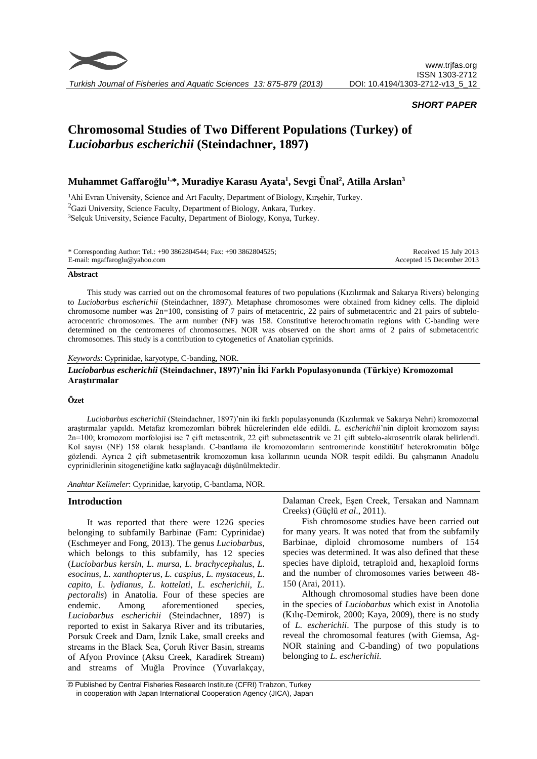*SHORT PAPER*

# Chromosomal Studies of Two Different Populations (Turkey) of *Luciobarbus escherichii* (Steindachner, 1897)

**Muhammet Gaffaroğlu[1,*], Muradiye Karasu Ayata[1], Sevgi Ünal[2], Atilla Arslan[3]**

[1]Ahi Evran University, Science and Art Faculty, Department of Biology, Kırşehir, Turkey.
[2]Gazi University, Science Faculty, Department of Biology, Ankara, Turkey.
[3]Selçuk University, Science Faculty, Department of Biology, Konya, Turkey.

\* Corresponding Author: Tel.: +90 3862804544; Fax: +90 3862804525;
E-mail: mgaffaroglu@yahoo.com

Received 15 July 2013
Accepted 15 December 2013

#### Abstract

This study was carried out on the chromosomal features of two populations (Kızılırmak and Sakarya Rivers) belonging to *Luciobarbus escherichii* (Steindachner, 1897). Metaphase chromosomes were obtained from kidney cells. The diploid chromosome number was 2n=100, consisting of 7 pairs of metacentric, 22 pairs of submetacentric and 21 pairs of subtelo-acrocentric chromosomes. The arm number (NF) was 158. Constitutive heterochromatin regions with C-banding were determined on the centromeres of chromosomes. NOR was observed on the short arms of 2 pairs of submetacentric chromosomes. This study is a contribution to cytogenetics of Anatolian cyprinids.

*Keywords*: Cyprinidae, karyotype, C-banding, NOR.

#### *Luciobarbus escherichii* (Steindachner, 1897)'nin İki Farklı Populasyonunda (Türkiye) Kromozomal Araştırmalar

#### Özet

*Luciobarbus escherichii* (Steindachner, 1897)'nin iki farklı populasyonunda (Kızılırmak ve Sakarya Nehri) kromozomal araştırmalar yapıldı. Metafaz kromozomları böbrek hücrelerinden elde edildi. *L. escherichii*'nin diploit kromozom sayısı 2n=100; kromozom morfolojisi ise 7 çift metasentrik, 22 çift submetasentrik ve 21 çift subtelo-akrosentrik olarak belirlendi. Kol sayısı (NF) 158 olarak hesaplandı. C-bantlama ile kromozomların sentromerinde konstitütif heterokromatin bölge gözlendi. Ayrıca 2 çift submetasentrik kromozomun kısa kollarının ucunda NOR tespit edildi. Bu çalışmanın Anadolu cyprinidlerinin sitogenetiğine katkı sağlayacağı düşünülmektedir.

*Anahtar Kelimeler*: Cyprinidae, karyotip, C-bantlama, NOR.

## Introduction

It was reported that there were 1226 species belonging to subfamily Barbinae (Fam: Cyprinidae) (Eschmeyer and Fong, 2013). The genus *Luciobarbus*, which belongs to this subfamily, has 12 species (*Luciobarbus kersin*, *L. mursa*, *L. brachycephalus*, *L. esocinus*, *L. xanthopterus*, *L. caspius*, *L. mystaceus*, *L. capito*, *L. lydianus*, *L. kottelati*, *L. escherichii*, *L. pectoralis*) in Anatolia. Four of these species are endemic. Among aforementioned species, *Luciobarbus escherichii* (Steindachner, 1897) is reported to exist in Sakarya River and its tributaries, Porsuk Creek and Dam, İznik Lake, small creeks and streams in the Black Sea, Çoruh River Basin, streams of Afyon Province (Aksu Creek, Karadirek Stream) and streams of Muğla Province (Yuvarlakçay, Dalaman Creek, Eşen Creek, Tersakan and Namnam Creeks) (Güçlü *et al*., 2011).

Fish chromosome studies have been carried out for many years. It was noted that from the subfamily Barbinae, diploid chromosome numbers of 154 species was determined. It was also defined that these species have diploid, tetraploid and, hexaploid forms and the number of chromosomes varies between 48-150 (Arai, 2011).

Although chromosomal studies have been done in the species of *Luciobarbus* which exist in Anotolia (Kılıç-Demirok, 2000; Kaya, 2009), there is no study of *L. escherichii*. The purpose of this study is to reveal the chromosomal features (with Giemsa, Ag-NOR staining and C-banding) of two populations belonging to *L. escherichii*.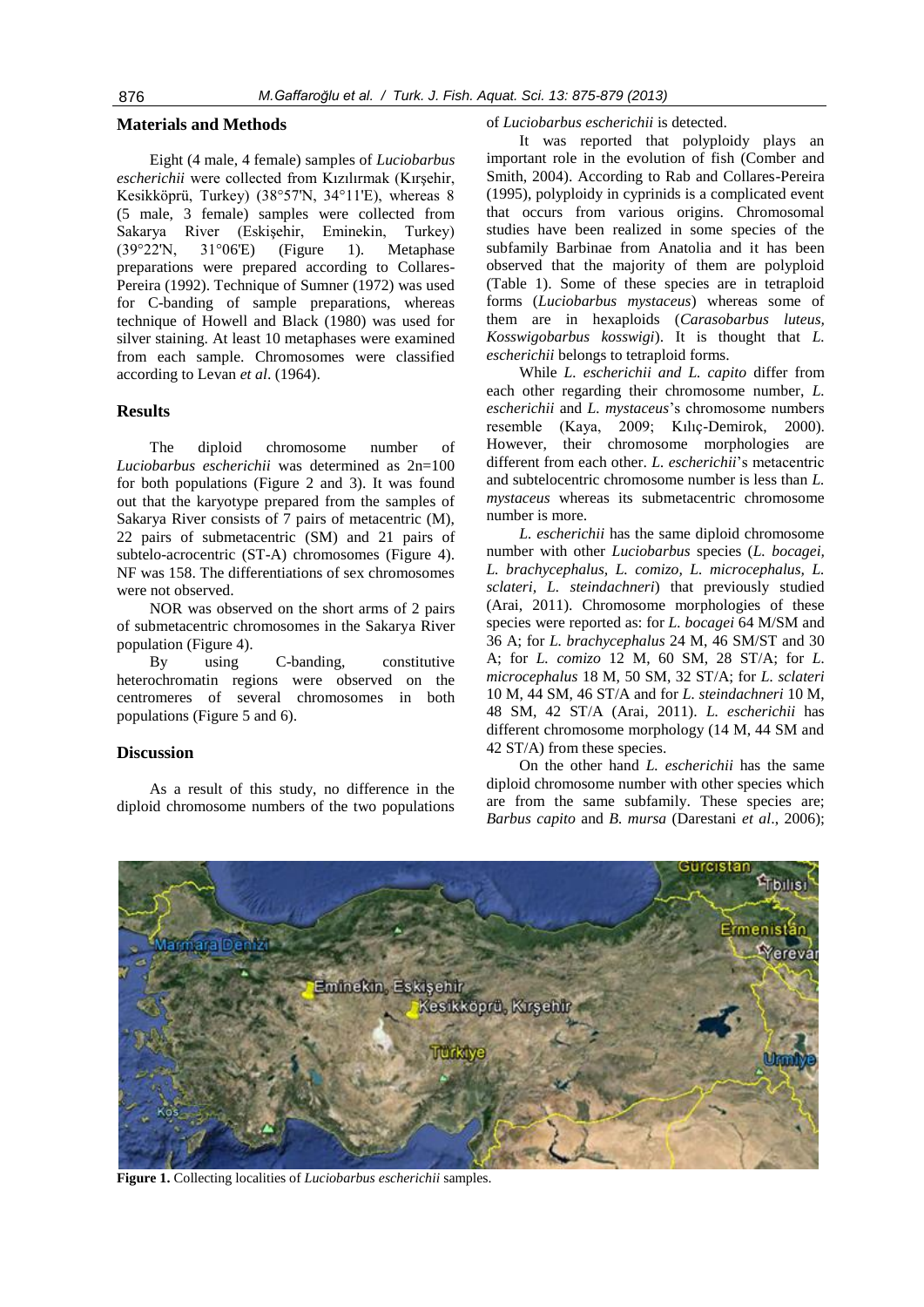## Materials and Methods

Eight (4 male, 4 female) samples of *Luciobarbus escherichii* were collected from Kızılırmak (Kırşehir, Kesikköprü, Turkey) (38°57'N, 34°11'E), whereas 8 (5 male, 3 female) samples were collected from Sakarya River (Eskişehir, Eminekin, Turkey) (39°22'N, 31°06'E) (Figure 1). Metaphase preparations were prepared according to Collares-Pereira (1992). Technique of Sumner (1972) was used for C-banding of sample preparations, whereas technique of Howell and Black (1980) was used for silver staining. At least 10 metaphases were examined from each sample. Chromosomes were classified according to Levan *et al*. (1964).

## Results

The diploid chromosome number of *Luciobarbus escherichii* was determined as 2n=100 for both populations (Figure 2 and 3). It was found out that the karyotype prepared from the samples of Sakarya River consists of 7 pairs of metacentric (M), 22 pairs of submetacentric (SM) and 21 pairs of subtelo-acrocentric (ST-A) chromosomes (Figure 4). NF was 158. The differentiations of sex chromosomes were not observed.

NOR was observed on the short arms of 2 pairs of submetacentric chromosomes in the Sakarya River population (Figure 4).

By using C-banding, constitutive heterochromatin regions were observed on the centromeres of several chromosomes in both populations (Figure 5 and 6).

## Discussion

As a result of this study, no difference in the diploid chromosome numbers of the two populations of *Luciobarbus escherichii* is detected.

It was reported that polyploidy plays an important role in the evolution of fish (Comber and Smith, 2004). According to Rab and Collares-Pereira (1995), polyploidy in cyprinids is a complicated event that occurs from various origins. Chromosomal studies have been realized in some species of the subfamily Barbinae from Anatolia and it has been observed that the majority of them are polyploid (Table 1). Some of these species are in tetraploid forms (*Luciobarbus mystaceus*) whereas some of them are in hexaploids (*Carasobarbus luteus, Kosswigobarbus kosswigi*). It is thought that *L. escherichii* belongs to tetraploid forms.

While *L. escherichii and L. capito* differ from each other regarding their chromosome number, *L. escherichii* and *L. mystaceus*'s chromosome numbers resemble (Kaya, 2009; Kılıç-Demirok, 2000). However, their chromosome morphologies are different from each other. *L. escherichii*'s metacentric and subtelocentric chromosome number is less than *L. mystaceus* whereas its submetacentric chromosome number is more.

*L. escherichii* has the same diploid chromosome number with other *Luciobarbus* species (*L. bocagei, L. brachycephalus, L. comizo, L. microcephalus, L. sclateri, L. steindachneri*) that previously studied (Arai, 2011). Chromosome morphologies of these species were reported as: for *L. bocagei* 64 M/SM and 36 A; for *L. brachycephalus* 24 M, 46 SM/ST and 30 A; for *L. comizo* 12 M, 60 SM, 28 ST/A; for *L. microcephalus* 18 M, 50 SM, 32 ST/A; for *L. sclateri* 10 M, 44 SM, 46 ST/A and for *L. steindachneri* 10 M, 48 SM, 42 ST/A (Arai, 2011). *L. escherichii* has different chromosome morphology (14 M, 44 SM and 42 ST/A) from these species.

On the other hand *L. escherichii* has the same diploid chromosome number with other species which are from the same subfamily. These species are; *Barbus capito* and *B. mursa* (Darestani *et al*., 2006);

**Figure 1.** Collecting localities of *Luciobarbus escherichii* samples.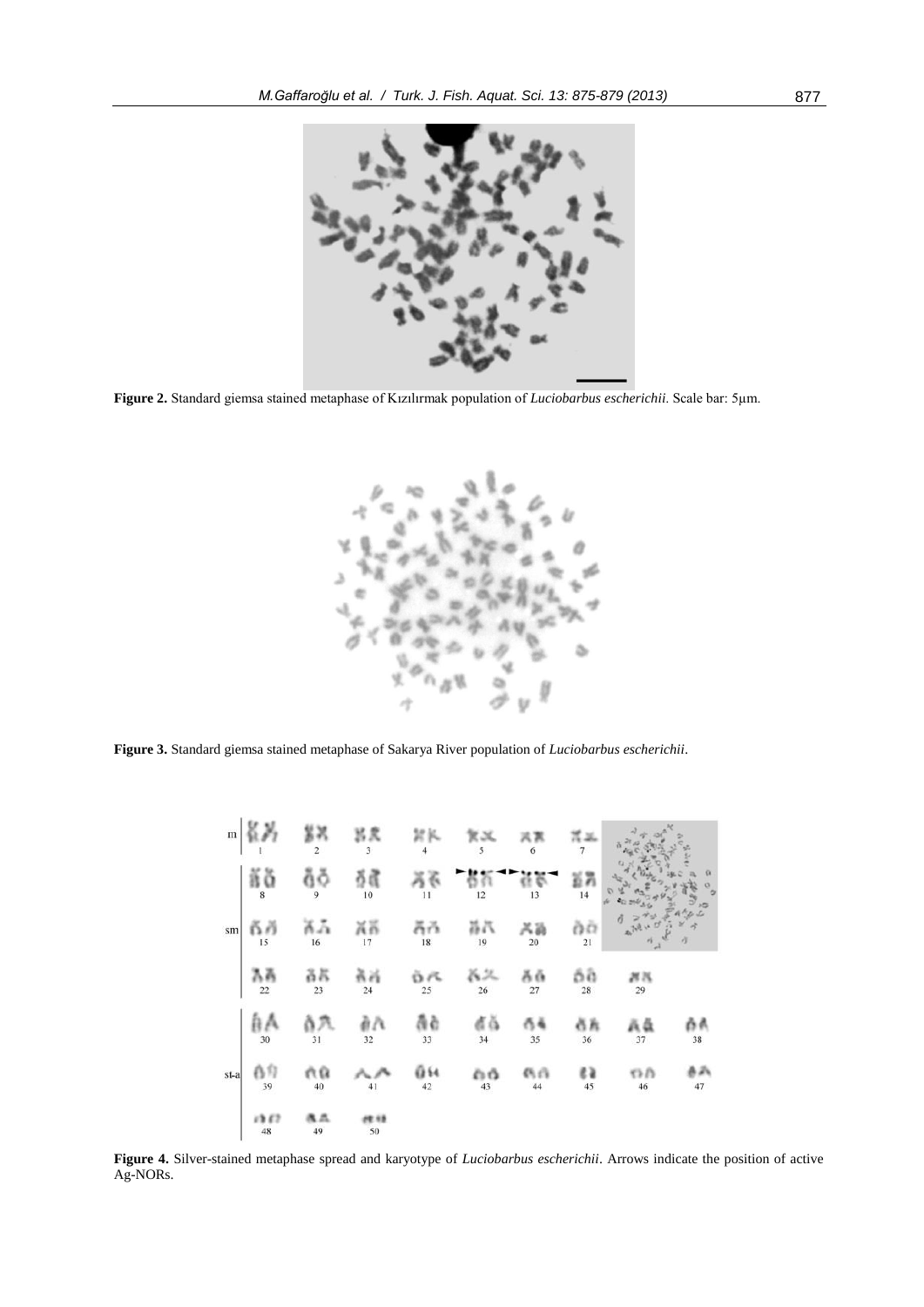**Figure 2.** Standard giemsa stained metaphase of Kızılırmak population of *Luciobarbus escherichii*. Scale bar: 5μm.

**Figure 3.** Standard giemsa stained metaphase of Sakarya River population of *Luciobarbus escherichii*.

**Figure 4.** Silver-stained metaphase spread and karyotype of *Luciobarbus escherichii*. Arrows indicate the position of active Ag-NORs.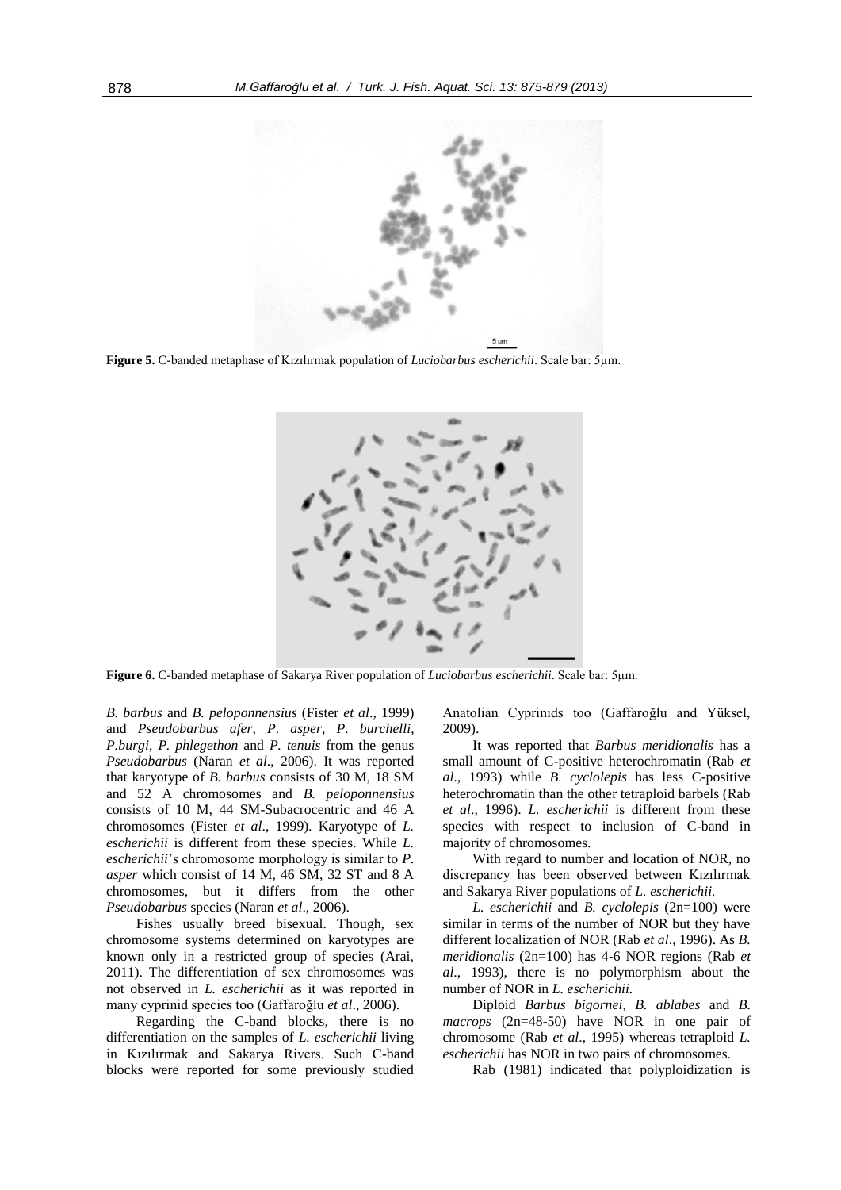**Figure 5.** C-banded metaphase of Kızılırmak population of *Luciobarbus escherichii*. Scale bar: 5μm.

**Figure 6.** C-banded metaphase of Sakarya River population of *Luciobarbus escherichii*. Scale bar: 5μm.

*B. barbus* and *B. peloponnensius* (Fister *et al*., 1999) and *Pseudobarbus afer*, *P. asper*, *P. burchelli*, *P.burgi*, *P. phlegethon* and *P. tenuis* from the genus *Pseudobarbus* (Naran *et al*., 2006). It was reported that karyotype of *B. barbus* consists of 30 M, 18 SM and 52 A chromosomes and *B. peloponnensius* consists of 10 M, 44 SM-Subacrocentric and 46 A chromosomes (Fister *et al*., 1999). Karyotype of *L. escherichii* is different from these species. While *L. escherichii*'s chromosome morphology is similar to *P. asper* which consist of 14 M, 46 SM, 32 ST and 8 A chromosomes, but it differs from the other *Pseudobarbus* species (Naran *et al*., 2006).

Fishes usually breed bisexual. Though, sex chromosome systems determined on karyotypes are known only in a restricted group of species (Arai, 2011). The differentiation of sex chromosomes was not observed in *L. escherichii* as it was reported in many cyprinid species too (Gaffaroğlu *et al*., 2006).

Regarding the C-band blocks, there is no differentiation on the samples of *L. escherichii* living in Kızılırmak and Sakarya Rivers. Such C-band blocks were reported for some previously studied Anatolian Cyprinids too (Gaffaroğlu and Yüksel, 2009).

It was reported that *Barbus meridionalis* has a small amount of C-positive heterochromatin (Rab *et al*., 1993) while *B. cyclolepis* has less C-positive heterochromatin than the other tetraploid barbels (Rab *et al*., 1996). *L. escherichii* is different from these species with respect to inclusion of C-band in majority of chromosomes.

With regard to number and location of NOR, no discrepancy has been observed between Kızılırmak and Sakarya River populations of *L. escherichii*.

*L. escherichii* and *B. cyclolepis* (2n=100) were similar in terms of the number of NOR but they have different localization of NOR (Rab *et al*., 1996). As *B. meridionalis* (2n=100) has 4-6 NOR regions (Rab *et al*., 1993), there is no polymorphism about the number of NOR in *L. escherichii*.

Diploid *Barbus bigornei*, *B. ablabes* and *B. macrops* (2n=48-50) have NOR in one pair of chromosome (Rab *et al*., 1995) whereas tetraploid *L. escherichii* has NOR in two pairs of chromosomes.

Rab (1981) indicated that polyploidization is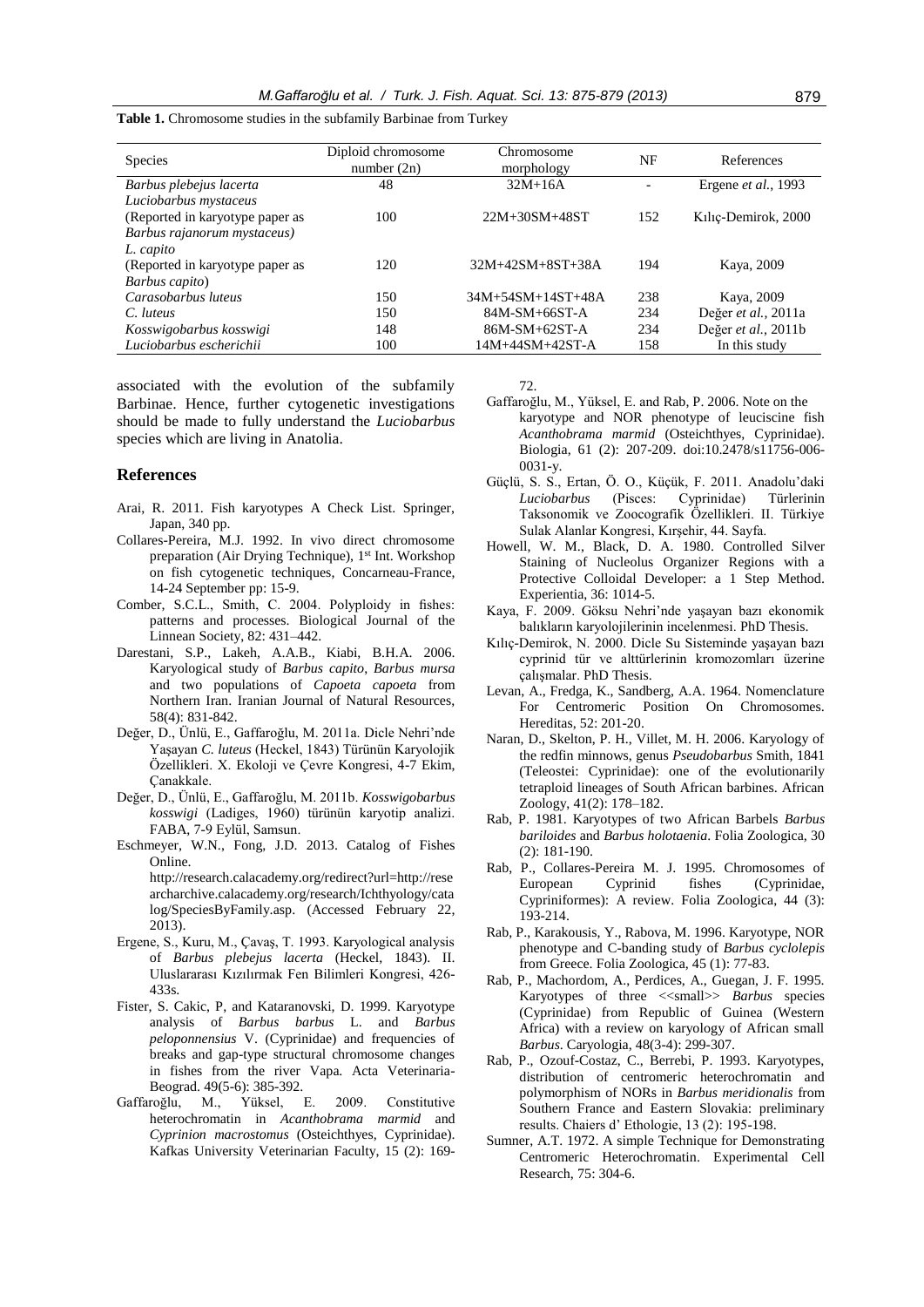**Table 1.** Chromosome studies in the subfamily Barbinae from Turkey

| Species | Diploid chromosome number (2n) | Chromosome morphology | NF | References |
|---|---|---|---|---|
| *Barbus plebejus lacerta* | 48 | 32M+16A | - | Ergene *et al.*, 1993 |
| *Luciobarbus mystaceus* (Reported in karyotype paper as *Barbus rajanorum mystaceus)* | 100 | 22M+30SM+48ST | 152 | Kılıç-Demirok, 2000 |
| *L. capito* (Reported in karyotype paper as *Barbus capito*) | 120 | 32M+42SM+8ST+38A | 194 | Kaya, 2009 |
| *Carasobarbus luteus* | 150 | 34M+54SM+14ST+48A | 238 | Kaya, 2009 |
| *C. luteus* | 150 | 84M-SM+66ST-A | 234 | Değer *et al.*, 2011a |
| *Kosswigobarbus kosswigi* | 148 | 86M-SM+62ST-A | 234 | Değer *et al.*, 2011b |
| *Luciobarbus escherichii* | 100 | 14M+44SM+42ST-A | 158 | In this study |

associated with the evolution of the subfamily Barbinae. Hence, further cytogenetic investigations should be made to fully understand the *Luciobarbus* species which are living in Anatolia.

## References

Arai, R. 2011. Fish karyotypes A Check List. Springer, Japan, 340 pp.

Collares-Pereira, M.J. 1992. In vivo direct chromosome preparation (Air Drying Technique), 1st Int. Workshop on fish cytogenetic techniques, Concarneau-France, 14-24 September pp: 15-9.

Comber, S.C.L., Smith, C. 2004. Polyploidy in fishes: patterns and processes. Biological Journal of the Linnean Society, 82: 431–442.

Darestani, S.P., Lakeh, A.A.B., Kiabi, B.H.A. 2006. Karyological study of *Barbus capito*, *Barbus mursa* and two populations of *Capoeta capoeta* from Northern Iran. Iranian Journal of Natural Resources, 58(4): 831-842.

Değer, D., Ünlü, E., Gaffaroğlu, M. 2011a. Dicle Nehri'nde Yaşayan *C. luteus* (Heckel, 1843) Türünün Karyolojik Özellikleri. X. Ekoloji ve Çevre Kongresi, 4-7 Ekim, Çanakkale.

Değer, D., Ünlü, E., Gaffaroğlu, M. 2011b. *Kosswigobarbus kosswigi* (Ladiges, 1960) türünün karyotip analizi. FABA, 7-9 Eylül, Samsun.

Eschmeyer, W.N., Fong, J.D. 2013. Catalog of Fishes Online. http://research.calacademy.org/redirect?url=http://researcharchive.calacademy.org/research/Ichthyology/catalog/SpeciesByFamily.asp. (Accessed February 22, 2013).

Ergene, S., Kuru, M., Çavaş, T. 1993. Karyological analysis of *Barbus plebejus lacerta* (Heckel, 1843). II. Uluslararası Kızılırmak Fen Bilimleri Kongresi, 426-433s.

Fister, S. Cakic, P, and Kataranovski, D. 1999. Karyotype analysis of *Barbus barbus* L. and *Barbus peloponnensius* V. (Cyprinidae) and frequencies of breaks and gap-type structural chromosome changes in fishes from the river Vapa. Acta Veterinaria-Beograd. 49(5-6): 385-392.

Gaffaroğlu, M., Yüksel, E. 2009. Constitutive heterochromatin in *Acanthobrama marmid* and *Cyprinion macrostomus* (Osteichthyes, Cyprinidae). Kafkas University Veterinarian Faculty, 15 (2): 169-72.

Gaffaroğlu, M., Yüksel, E. and Rab, P. 2006. Note on the karyotype and NOR phenotype of leuciscine fish *Acanthobrama marmid* (Osteichthyes, Cyprinidae). Biologia, 61 (2): 207-209. doi:10.2478/s11756-006-0031-y.

Güçlü, S. S., Ertan, Ö. O., Küçük, F. 2011. Anadolu'daki *Luciobarbus* (Pisces: Cyprinidae) Türlerinin Taksonomik ve Zoocografik Özellikleri. II. Türkiye Sulak Alanlar Kongresi, Kırşehir, 44. Sayfa.

Howell, W. M., Black, D. A. 1980. Controlled Silver Staining of Nucleolus Organizer Regions with a Protective Colloidal Developer: a 1 Step Method. Experientia, 36: 1014-5.

Kaya, F. 2009. Göksu Nehri'nde yaşayan bazı ekonomik balıkların karyolojilerinin incelenmesi. PhD Thesis.

Kılıç-Demirok, N. 2000. Dicle Su Sisteminde yaşayan bazı cyprinid tür ve alttürlerinin kromozomları üzerine çalışmalar. PhD Thesis.

Levan, A., Fredga, K., Sandberg, A.A. 1964. Nomenclature For Centromeric Position On Chromosomes. Hereditas, 52: 201-20.

Naran, D., Skelton, P. H., Villet, M. H. 2006. Karyology of the redfin minnows, genus *Pseudobarbus* Smith, 1841 (Teleostei: Cyprinidae): one of the evolutionarily tetraploid lineages of South African barbines. African Zoology, 41(2): 178–182.

Rab, P. 1981. Karyotypes of two African Barbels *Barbus bariloides* and *Barbus holotaenia*. Folia Zoologica, 30 (2): 181-190.

Rab, P., Collares-Pereira M. J. 1995. Chromosomes of European Cyprinid fishes (Cyprinidae, Cypriniformes): A review. Folia Zoologica, 44 (3): 193-214.

Rab, P., Karakousis, Y., Rabova, M. 1996. Karyotype, NOR phenotype and C-banding study of *Barbus cyclolepis* from Greece. Folia Zoologica, 45 (1): 77-83.

Rab, P., Machordom, A., Perdices, A., Guegan, J. F. 1995. Karyotypes of three <<small>> *Barbus* species (Cyprinidae) from Republic of Guinea (Western Africa) with a review on karyology of African small *Barbus*. Caryologia, 48(3-4): 299-307.

Rab, P., Ozouf-Costaz, C., Berrebi, P. 1993. Karyotypes, distribution of centromeric heterochromatin and polymorphism of NORs in *Barbus meridionalis* from Southern France and Eastern Slovakia: preliminary results. Chaiers d' Ethologie, 13 (2): 195-198.

Sumner, A.T. 1972. A simple Technique for Demonstrating Centromeric Heterochromatin. Experimental Cell Research, 75: 304-6.